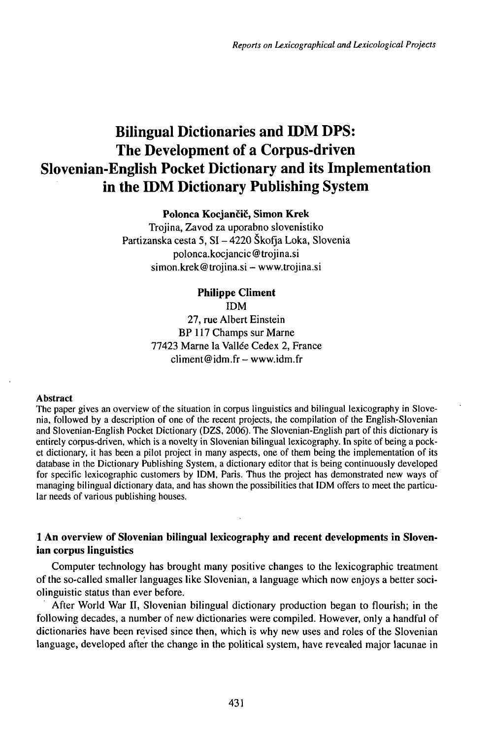# Bilingual Dictionaries and IDM DPS: The Development of a Corpus-driven Slovenian-English Pocket Dictionary and its Implementation in the IDM Dictionary Publishing System

**Polonca Kocjančič, Simon Krek**
Trojina, Zavod za uporabno slovenistiko
Partizanska cesta 5, SI – 4220 Škofja Loka, Slovenia
polonca.kocjancic@trojina.si
simon.krek@trojina.si – www.trojina.si

**Philippe Climent**
IDM
27, rue Albert Einstein
BP 117 Champs sur Marne
77423 Marne la Vallée Cedex 2, France
climent@idm.fr – www.idm.fr

**Abstract**

The paper gives an overview of the situation in corpus linguistics and bilingual lexicography in Slovenia, followed by a description of one of the recent projects, the compilation of the English-Slovenian and Slovenian-English Pocket Dictionary (DZS, 2006). The Slovenian-English part of this dictionary is entirely corpus-driven, which is a novelty in Slovenian bilingual lexicography. In spite of being a pocket dictionary, it has been a pilot project in many aspects, one of them being the implementation of its database in the Dictionary Publishing System, a dictionary editor that is being continuously developed for specific lexicographic customers by IDM, Paris. Thus the project has demonstrated new ways of managing bilingual dictionary data, and has shown the possibilities that IDM offers to meet the particular needs of various publishing houses.

## 1 An overview of Slovenian bilingual lexicography and recent developments in Slovenian corpus linguistics

Computer technology has brought many positive changes to the lexicographic treatment of the so-called smaller languages like Slovenian, a language which now enjoys a better sociolinguistic status than ever before.

After World War II, Slovenian bilingual dictionary production began to flourish; in the following decades, a number of new dictionaries were compiled. However, only a handful of dictionaries have been revised since then, which is why new uses and roles of the Slovenian language, developed after the change in the political system, have revealed major lacunae in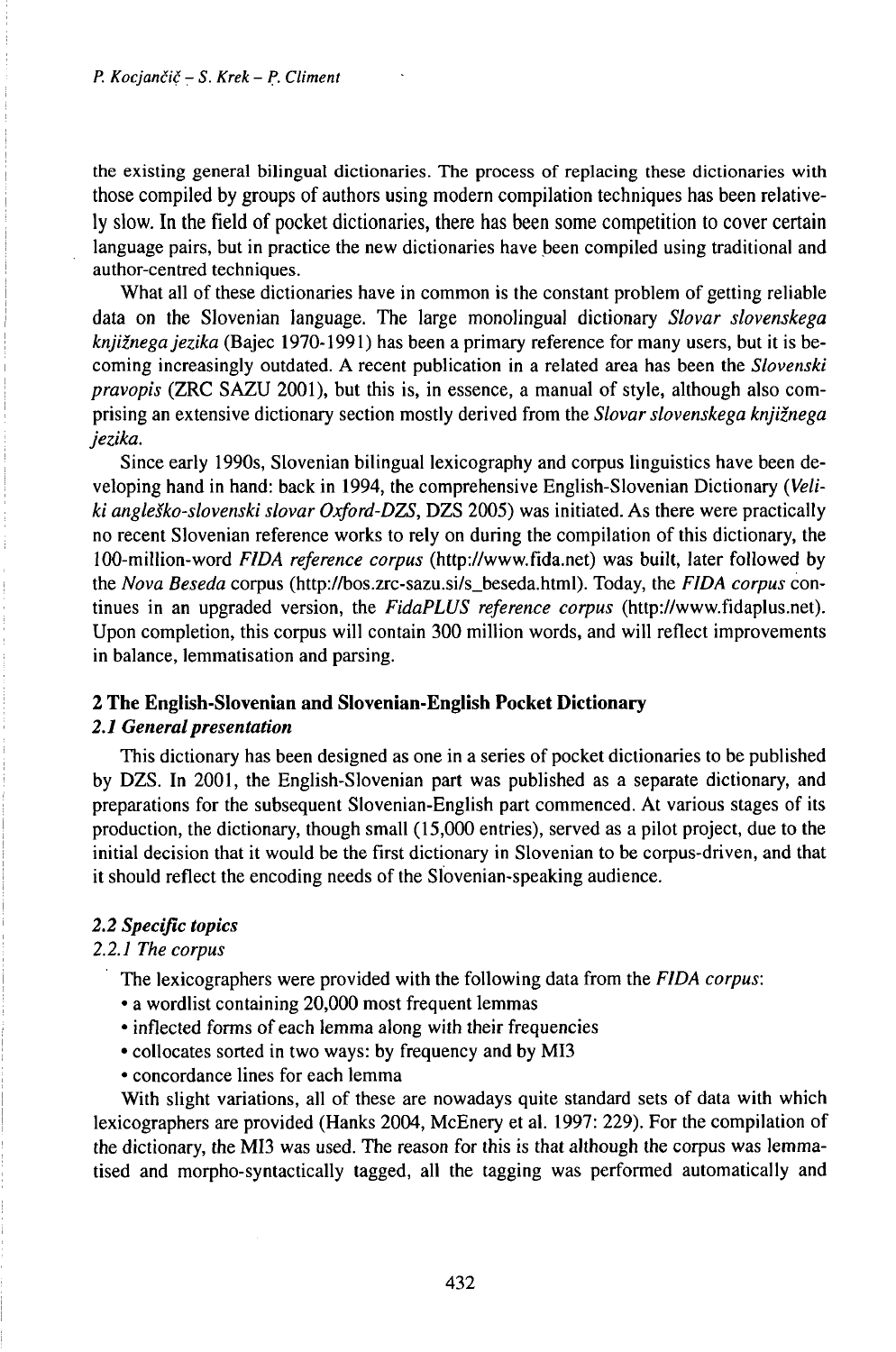the existing general bilingual dictionaries. The process of replacing these dictionaries with those compiled by groups of authors using modern compilation techniques has been relatively slow. In the field of pocket dictionaries, there has been some competition to cover certain language pairs, but in practice the new dictionaries have been compiled using traditional and author-centred techniques.

What all of these dictionaries have in common is the constant problem of getting reliable data on the Slovenian language. The large monolingual dictionary *Slovar slovenskega knjižnega jezika* (Bajec 1970-1991) has been a primary reference for many users, but it is becoming increasingly outdated. A recent publication in a related area has been the *Slovenski pravopis* (ZRC SAZU 2001), but this is, in essence, a manual of style, although also comprising an extensive dictionary section mostly derived from the *Slovar slovenskega knjižnega jezika.*

Since early 1990s, Slovenian bilingual lexicography and corpus linguistics have been developing hand in hand: back in 1994, the comprehensive English-Slovenian Dictionary (*Veliki angleško-slovenski slovar Oxford-DZS*, DZS 2005) was initiated. As there were practically no recent Slovenian reference works to rely on during the compilation of this dictionary, the 100-million-word *FIDA reference corpus* (http://www.fida.net) was built, later followed by the *Nova Beseda* corpus (http://bos.zrc-sazu.si/s_beseda.html). Today, the *FIDA corpus* continues in an upgraded version, the *FidaPLUS reference corpus* (http://www.fidaplus.net). Upon completion, this corpus will contain 300 million words, and will reflect improvements in balance, lemmatisation and parsing.

## 2 The English-Slovenian and Slovenian-English Pocket Dictionary

### *2.1 General presentation*

This dictionary has been designed as one in a series of pocket dictionaries to be published by DZS. In 2001, the English-Slovenian part was published as a separate dictionary, and preparations for the subsequent Slovenian-English part commenced. At various stages of its production, the dictionary, though small (15,000 entries), served as a pilot project, due to the initial decision that it would be the first dictionary in Slovenian to be corpus-driven, and that it should reflect the encoding needs of the Slovenian-speaking audience.

### *2.2 Specific topics*

#### *2.2.1 The corpus*

The lexicographers were provided with the following data from the *FIDA corpus*:

- a wordlist containing 20,000 most frequent lemmas
- inflected forms of each lemma along with their frequencies
- collocates sorted in two ways: by frequency and by MI3
- concordance lines for each lemma

With slight variations, all of these are nowadays quite standard sets of data with which lexicographers are provided (Hanks 2004, McEnery et al. 1997: 229). For the compilation of the dictionary, the MI3 was used. The reason for this is that although the corpus was lemmatised and morpho-syntactically tagged, all the tagging was performed automatically and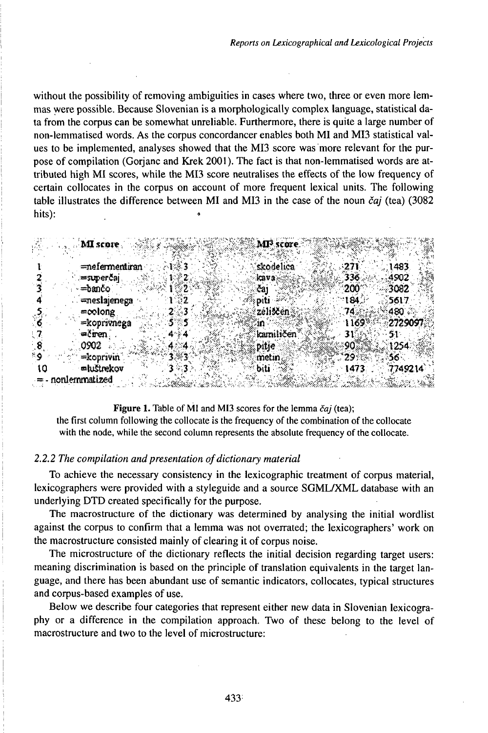without the possibility of removing ambiguities in cases where two, three or even more lemmas were possible. Because Slovenian is a morphologically complex language, statistical data from the corpus can be somewhat unreliable. Furthermore, there is quite a large number of non-lemmatised words. As the corpus concordancer enables both MI and MI3 statistical values to be implemented, analyses showed that the MI3 score was more relevant for the purpose of compilation (Gorjanc and Krek 2001). The fact is that non-lemmatised words are attributed high MI scores, while the MI3 score neutralises the effects of the low frequency of certain collocates in the corpus on account of more frequent lexical units. The following table illustrates the difference between MI and MI3 in the case of the noun *čaj* (tea) (3082 hits):

| | MI score | | | MI³ score | | |
|---|---|---|---|---|---|---|
| 1 | =nefermentiran | 1 | 3 | skodelica | 271 | 1483 |
| 2 | =superčaj | 1 | 2 | kava | 336 | 4902 |
| 3 | =bančo | 1 | 2 | čaj | 200 | 3082 |
| 4 | =neslajenega | 1 | 2 | piti | 184 | 5617 |
| 5 | =oolong | 2 | 3 | zeliščen | 74 | 480 |
| 6 | =koprivnega | 5 | 5 | in | 1169 | 2729097 |
| 7 | =čiren | 4 | 4 | kamiličen | 31 | 51 |
| 8 | 0902 | 4 | 4 | pitje | 90 | 1254 |
| 9 | =koprivin | 3 | 3 | metin | 29 | 56 |
| 10 | =luštrekov | 3 | 3 | biti | 1473 | 7749214 |

= - nonlemmatized

**Figure 1.** Table of MI and MI3 scores for the lemma *čaj* (tea); the first column following the collocate is the frequency of the combination of the collocate with the node, while the second column represents the absolute frequency of the collocate.

### *2.2.2 The compilation and presentation of dictionary material*

To achieve the necessary consistency in the lexicographic treatment of corpus material, lexicographers were provided with a styleguide and a source SGML/XML database with an underlying DTD created specifically for the purpose.

The macrostructure of the dictionary was determined by analysing the initial wordlist against the corpus to confirm that a lemma was not overrated; the lexicographers' work on the macrostructure consisted mainly of clearing it of corpus noise.

The microstructure of the dictionary reflects the initial decision regarding target users: meaning discrimination is based on the principle of translation equivalents in the target language, and there has been abundant use of semantic indicators, collocates, typical structures and corpus-based examples of use.

Below we describe four categories that represent either new data in Slovenian lexicography or a difference in the compilation approach. Two of these belong to the level of macrostructure and two to the level of microstructure: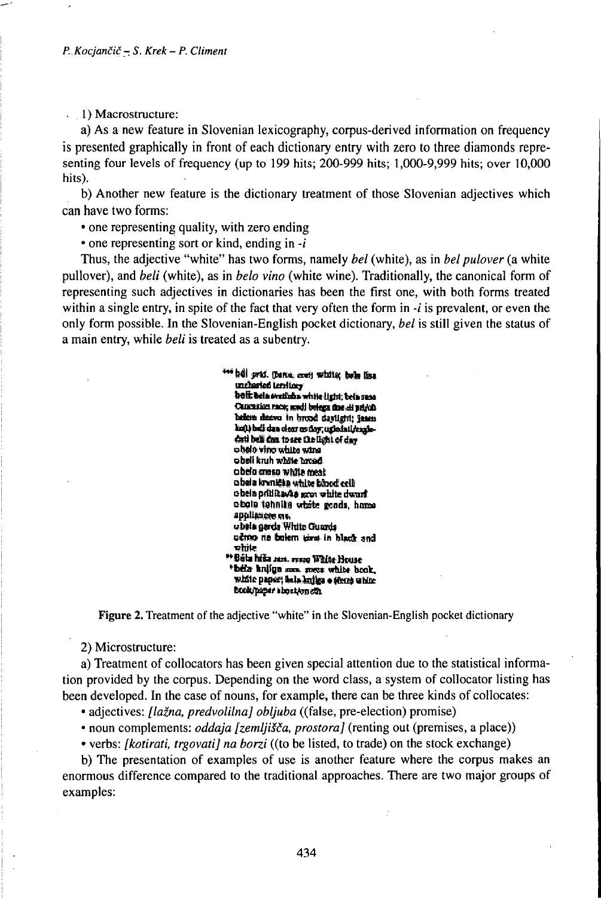1) Macrostructure:

a) As a new feature in Slovenian lexicography, corpus-derived information on frequency is presented graphically in front of each dictionary entry with zero to three diamonds representing four levels of frequency (up to 199 hits; 200-999 hits; 1,000-9,999 hits; over 10,000 hits).

b) Another new feature is the dictionary treatment of those Slovenian adjectives which can have two forms:

- one representing quality, with zero ending
- one representing sort or kind, ending in *-i*

Thus, the adjective "white" has two forms, namely *bel* (white), as in *bel pulover* (a white pullover), and *beli* (white), as in *belo vino* (white wine). Traditionally, the canonical form of representing such adjectives in dictionaries has been the first one, with both forms treated within a single entry, in spite of the fact that very often the form in *-i* is prevalent, or even the only form possible. In the Slovenian-English pocket dictionary, *bel* is still given the status of a main entry, while *beli* is treated as a subentry.

\*\*\* bél prid. white; bela lisa uncharted territory
bel: bela svetloba white light; bela rasa Caucasian race; sredi belega dne in broad daylight; jasen kot beli dan clear as day; ugledati beli dan to see the light of day
o belo vino white wine
o beli kruh white bread
o belo meso white meat
o bela krvnička white blood cell
o bela pritlikavka white dwarf
o bela tehnika white goods, home appliances
o bela garda White Guards
črno na belem in black and white
\*\* Bela hiša White House
\* bela knjiga white book, white paper

Figure 2. Treatment of the adjective "white" in the Slovenian-English pocket dictionary

2) Microstructure:

a) Treatment of collocators has been given special attention due to the statistical information provided by the corpus. Depending on the word class, a system of collocator listing has been developed. In the case of nouns, for example, there can be three kinds of collocates:

- adjectives: *[lažna, predvolilna] obljuba* ((false, pre-election) promise)
- noun complements: *oddaja [zemljišča, prostora]* (renting out (premises, a place))
- verbs: *[kotirati, trgovati] na borzi* ((to be listed, to trade) on the stock exchange)

b) The presentation of examples of use is another feature where the corpus makes an enormous difference compared to the traditional approaches. There are two major groups of examples: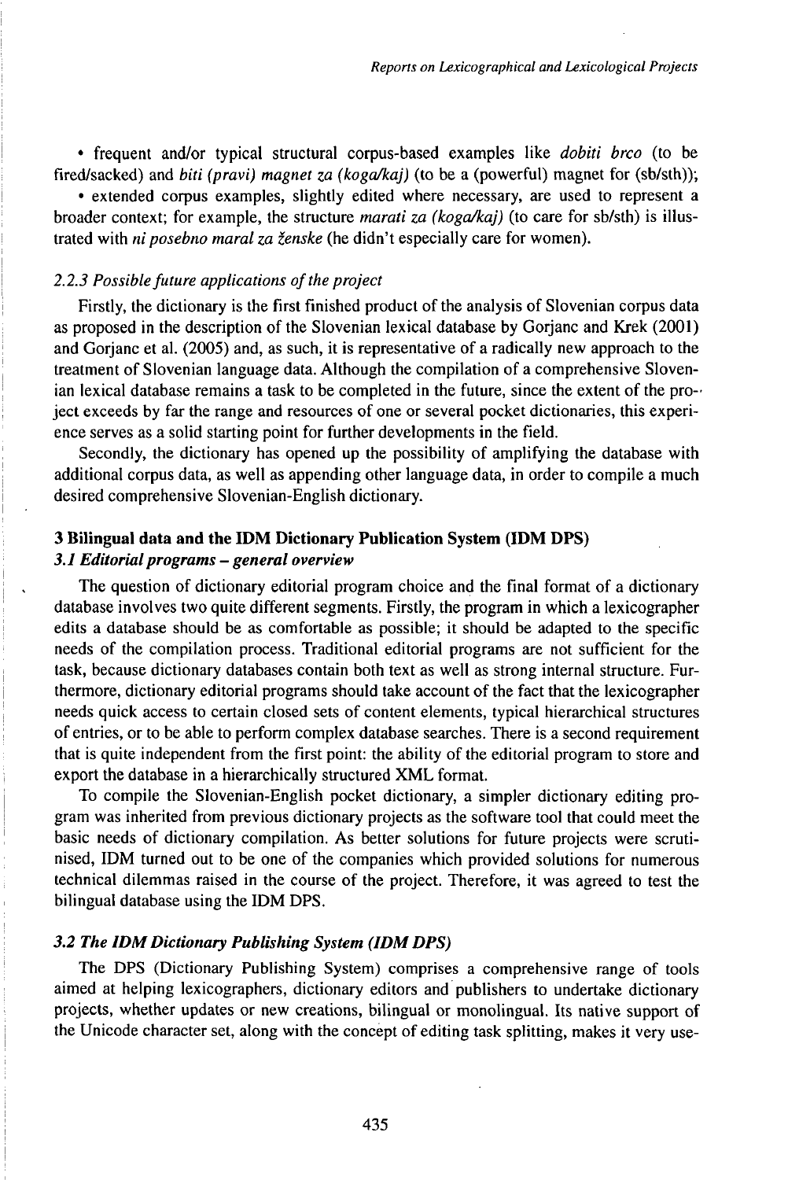• frequent and/or typical structural corpus-based examples like *dobiti brco* (to be fired/sacked) and *biti (pravi) magnet za (koga/kaj)* (to be a (powerful) magnet for (sb/sth));

• extended corpus examples, slightly edited where necessary, are used to represent a broader context; for example, the structure *marati za (koga/kaj)* (to care for sb/sth) is illustrated with *ni posebno maral za ženske* (he didn't especially care for women).

### *2.2.3 Possible future applications of the project*

Firstly, the dictionary is the first finished product of the analysis of Slovenian corpus data as proposed in the description of the Slovenian lexical database by Gorjanc and Krek (2001) and Gorjanc et al. (2005) and, as such, it is representative of a radically new approach to the treatment of Slovenian language data. Although the compilation of a comprehensive Slovenian lexical database remains a task to be completed in the future, since the extent of the project exceeds by far the range and resources of one or several pocket dictionaries, this experience serves as a solid starting point for further developments in the field.

Secondly, the dictionary has opened up the possibility of amplifying the database with additional corpus data, as well as appending other language data, in order to compile a much desired comprehensive Slovenian-English dictionary.

## 3 Bilingual data and the IDM Dictionary Publication System (IDM DPS)

### *3.1 Editorial programs – general overview*

The question of dictionary editorial program choice and the final format of a dictionary database involves two quite different segments. Firstly, the program in which a lexicographer edits a database should be as comfortable as possible; it should be adapted to the specific needs of the compilation process. Traditional editorial programs are not sufficient for the task, because dictionary databases contain both text as well as strong internal structure. Furthermore, dictionary editorial programs should take account of the fact that the lexicographer needs quick access to certain closed sets of content elements, typical hierarchical structures of entries, or to be able to perform complex database searches. There is a second requirement that is quite independent from the first point: the ability of the editorial program to store and export the database in a hierarchically structured XML format.

To compile the Slovenian-English pocket dictionary, a simpler dictionary editing program was inherited from previous dictionary projects as the software tool that could meet the basic needs of dictionary compilation. As better solutions for future projects were scrutinised, IDM turned out to be one of the companies which provided solutions for numerous technical dilemmas raised in the course of the project. Therefore, it was agreed to test the bilingual database using the IDM DPS.

### *3.2 The IDM Dictionary Publishing System (IDM DPS)*

The DPS (Dictionary Publishing System) comprises a comprehensive range of tools aimed at helping lexicographers, dictionary editors and publishers to undertake dictionary projects, whether updates or new creations, bilingual or monolingual. Its native support of the Unicode character set, along with the concept of editing task splitting, makes it very use-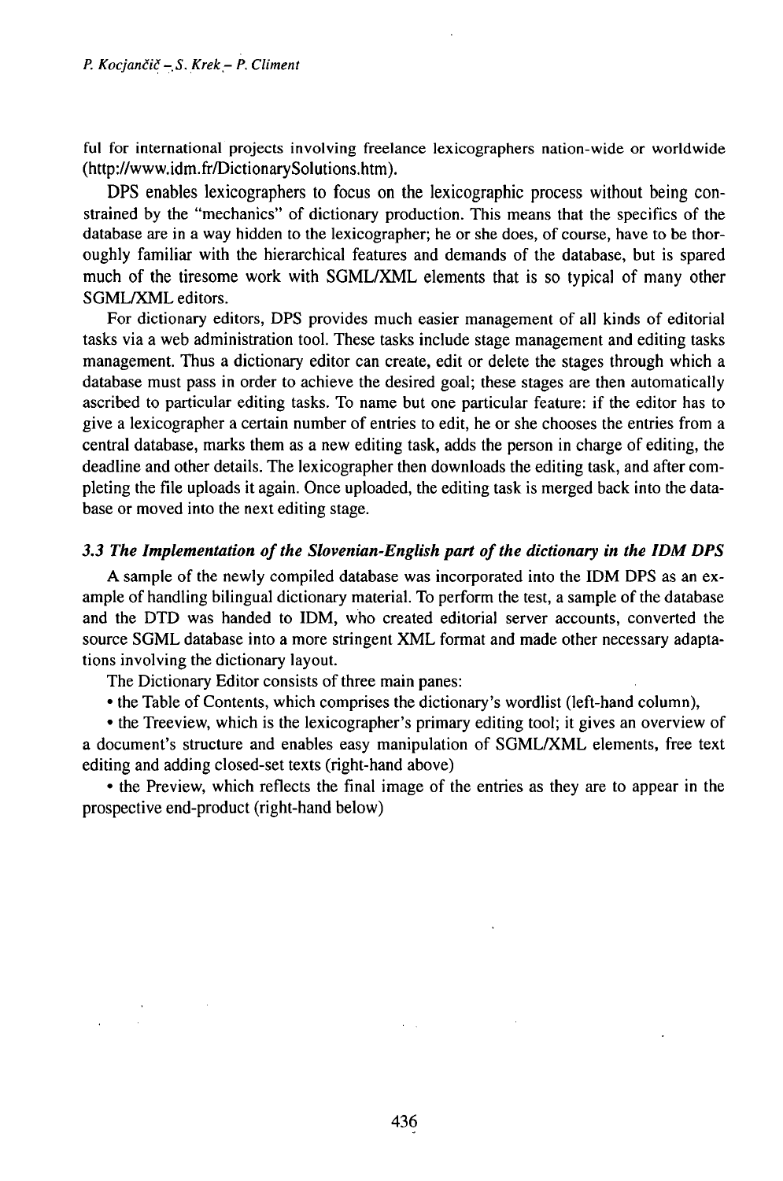ful for international projects involving freelance lexicographers nation-wide or worldwide (http://www.idm.fr/DictionarySolutions.htm).

DPS enables lexicographers to focus on the lexicographic process without being constrained by the "mechanics" of dictionary production. This means that the specifics of the database are in a way hidden to the lexicographer; he or she does, of course, have to be thoroughly familiar with the hierarchical features and demands of the database, but is spared much of the tiresome work with SGML/XML elements that is so typical of many other SGML/XML editors.

For dictionary editors, DPS provides much easier management of all kinds of editorial tasks via a web administration tool. These tasks include stage management and editing tasks management. Thus a dictionary editor can create, edit or delete the stages through which a database must pass in order to achieve the desired goal; these stages are then automatically ascribed to particular editing tasks. To name but one particular feature: if the editor has to give a lexicographer a certain number of entries to edit, he or she chooses the entries from a central database, marks them as a new editing task, adds the person in charge of editing, the deadline and other details. The lexicographer then downloads the editing task, and after completing the file uploads it again. Once uploaded, the editing task is merged back into the database or moved into the next editing stage.

### *3.3 The Implementation of the Slovenian-English part of the dictionary in the IDM DPS*

A sample of the newly compiled database was incorporated into the IDM DPS as an example of handling bilingual dictionary material. To perform the test, a sample of the database and the DTD was handed to IDM, who created editorial server accounts, converted the source SGML database into a more stringent XML format and made other necessary adaptations involving the dictionary layout.

The Dictionary Editor consists of three main panes:

- the Table of Contents, which comprises the dictionary's wordlist (left-hand column),
- the Treeview, which is the lexicographer's primary editing tool; it gives an overview of a document's structure and enables easy manipulation of SGML/XML elements, free text editing and adding closed-set texts (right-hand above)
- the Preview, which reflects the final image of the entries as they are to appear in the prospective end-product (right-hand below)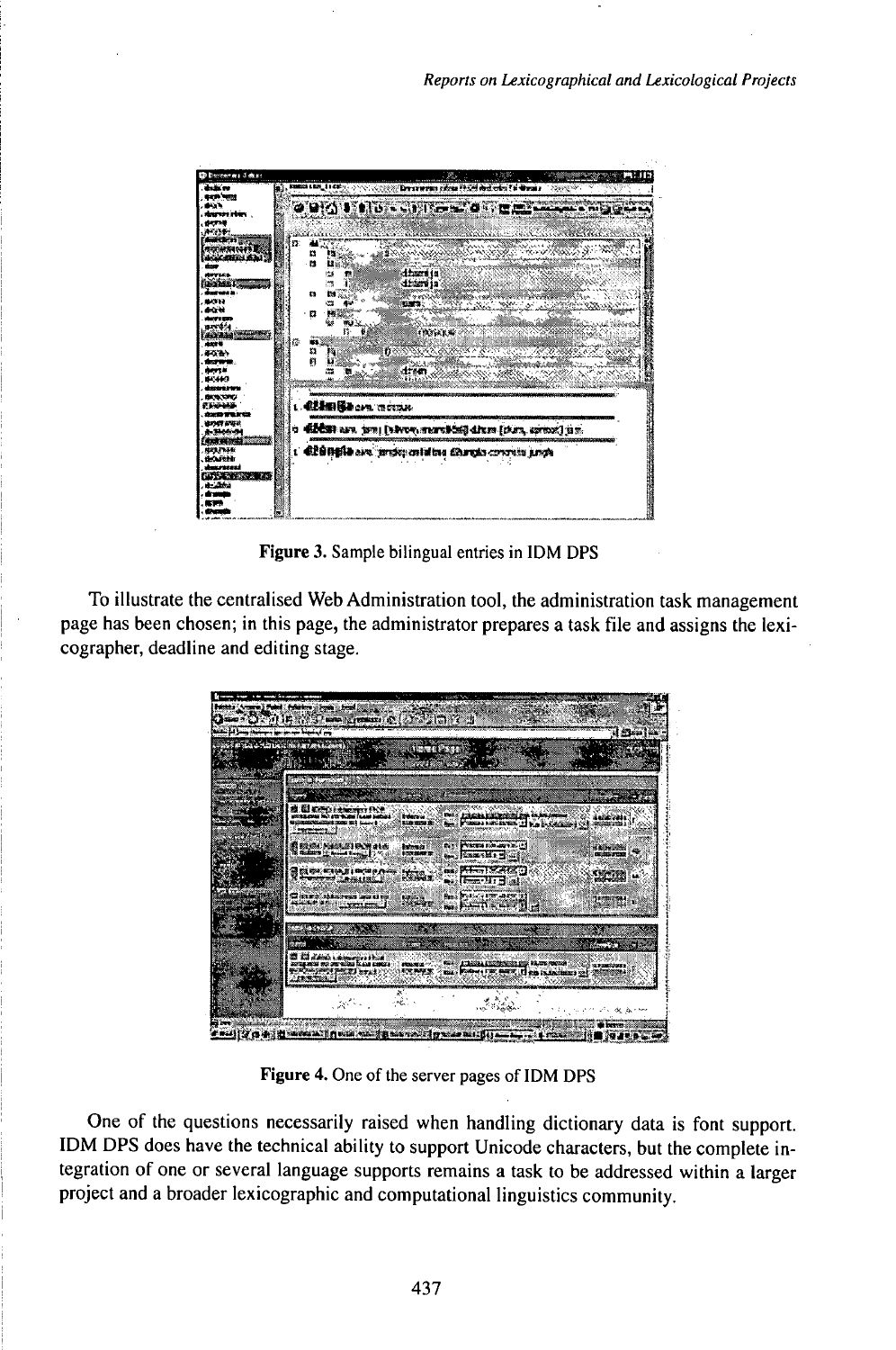Figure 3. Sample bilingual entries in IDM DPS

To illustrate the centralised Web Administration tool, the administration task management page has been chosen; in this page, the administrator prepares a task file and assigns the lexicographer, deadline and editing stage.

Figure 4. One of the server pages of IDM DPS

One of the questions necessarily raised when handling dictionary data is font support. IDM DPS does have the technical ability to support Unicode characters, but the complete integration of one or several language supports remains a task to be addressed within a larger project and a broader lexicographic and computational linguistics community.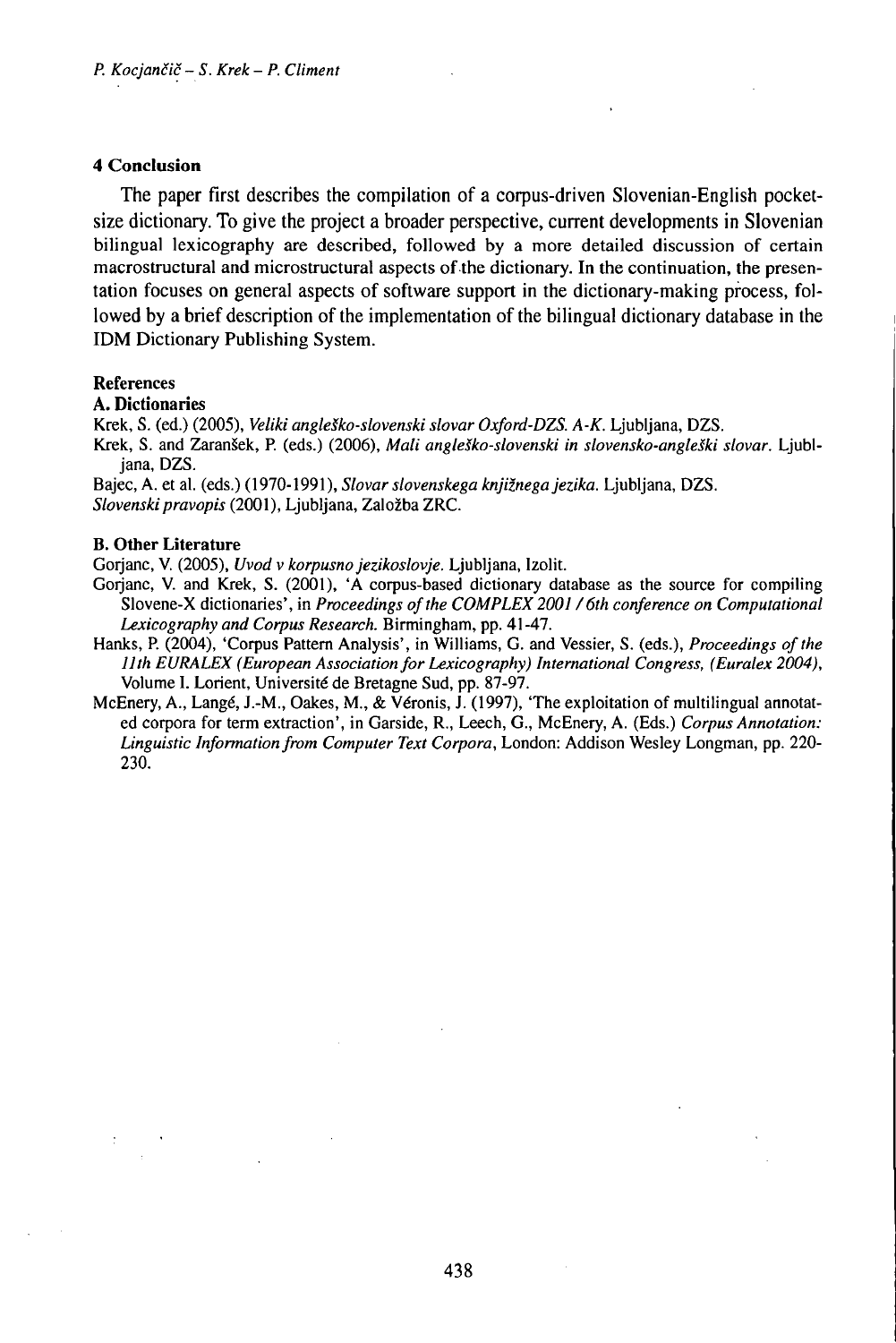## 4 Conclusion

The paper first describes the compilation of a corpus-driven Slovenian-English pocket-size dictionary. To give the project a broader perspective, current developments in Slovenian bilingual lexicography are described, followed by a more detailed discussion of certain macrostructural and microstructural aspects of the dictionary. In the continuation, the presentation focuses on general aspects of software support in the dictionary-making process, followed by a brief description of the implementation of the bilingual dictionary database in the IDM Dictionary Publishing System.

### References

#### A. Dictionaries

Krek, S. (ed.) (2005), *Veliki angleško-slovenski slovar Oxford-DZS. A-K.* Ljubljana, DZS.

Krek, S. and Zaranšek, P. (eds.) (2006), *Mali angleško-slovenski in slovensko-angleški slovar.* Ljubljana, DZS.

Bajec, A. et al. (eds.) (1970-1991), *Slovar slovenskega knjižnega jezika.* Ljubljana, DZS.

*Slovenski pravopis* (2001), Ljubljana, Založba ZRC.

#### B. Other Literature

Gorjanc, V. (2005), *Uvod v korpusno jezikoslovje.* Ljubljana, Izolit.

Gorjanc, V. and Krek, S. (2001), 'A corpus-based dictionary database as the source for compiling Slovene-X dictionaries', in *Proceedings of the COMPLEX 2001 / 6th conference on Computational Lexicography and Corpus Research.* Birmingham, pp. 41-47.

Hanks, P. (2004), 'Corpus Pattern Analysis', in Williams, G. and Vessier, S. (eds.), *Proceedings of the 11th EURALEX (European Association for Lexicography) International Congress, (Euralex 2004),* Volume I. Lorient, Université de Bretagne Sud, pp. 87-97.

McEnery, A., Langé, J.-M., Oakes, M., & Véronis, J. (1997), 'The exploitation of multilingual annotated corpora for term extraction', in Garside, R., Leech, G., McEnery, A. (Eds.) *Corpus Annotation: Linguistic Information from Computer Text Corpora*, London: Addison Wesley Longman, pp. 220-230.